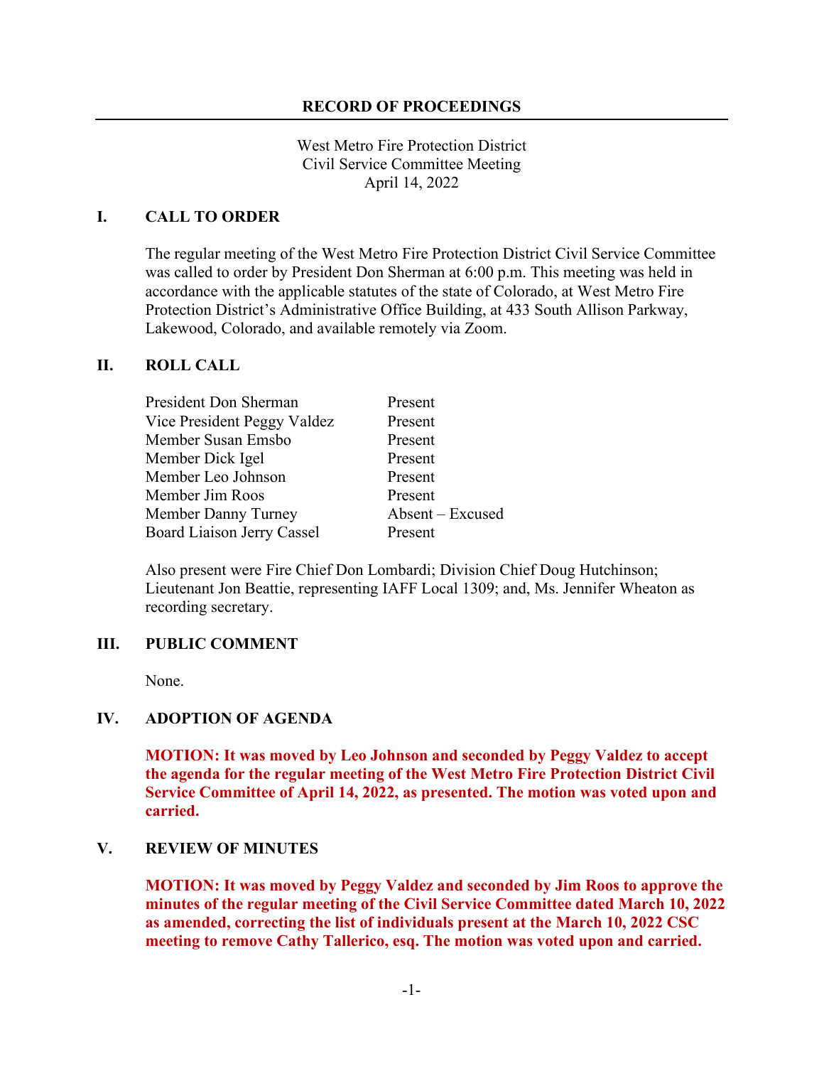# RECORD OF PROCEEDINGS

West Metro Fire Protection District
Civil Service Committee Meeting
April 14, 2022

## I. CALL TO ORDER

The regular meeting of the West Metro Fire Protection District Civil Service Committee was called to order by President Don Sherman at 6:00 p.m. This meeting was held in accordance with the applicable statutes of the state of Colorado, at West Metro Fire Protection District's Administrative Office Building, at 433 South Allison Parkway, Lakewood, Colorado, and available remotely via Zoom.

## II. ROLL CALL

| | |
|---|---|
| President Don Sherman | Present |
| Vice President Peggy Valdez | Present |
| Member Susan Emsbo | Present |
| Member Dick Igel | Present |
| Member Leo Johnson | Present |
| Member Jim Roos | Present |
| Member Danny Turney | Absent – Excused |
| Board Liaison Jerry Cassel | Present |

Also present were Fire Chief Don Lombardi; Division Chief Doug Hutchinson; Lieutenant Jon Beattie, representing IAFF Local 1309; and, Ms. Jennifer Wheaton as recording secretary.

## III. PUBLIC COMMENT

None.

## IV. ADOPTION OF AGENDA

**MOTION: It was moved by Leo Johnson and seconded by Peggy Valdez to accept the agenda for the regular meeting of the West Metro Fire Protection District Civil Service Committee of April 14, 2022, as presented. The motion was voted upon and carried.**

## V. REVIEW OF MINUTES

**MOTION: It was moved by Peggy Valdez and seconded by Jim Roos to approve the minutes of the regular meeting of the Civil Service Committee dated March 10, 2022 as amended, correcting the list of individuals present at the March 10, 2022 CSC meeting to remove Cathy Tallerico, esq. The motion was voted upon and carried.**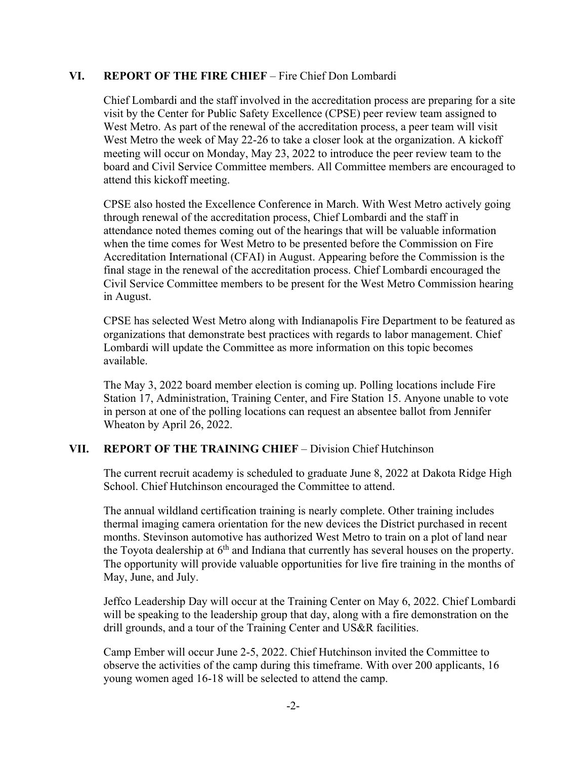## VI. REPORT OF THE FIRE CHIEF – Fire Chief Don Lombardi

Chief Lombardi and the staff involved in the accreditation process are preparing for a site visit by the Center for Public Safety Excellence (CPSE) peer review team assigned to West Metro. As part of the renewal of the accreditation process, a peer team will visit West Metro the week of May 22-26 to take a closer look at the organization. A kickoff meeting will occur on Monday, May 23, 2022 to introduce the peer review team to the board and Civil Service Committee members. All Committee members are encouraged to attend this kickoff meeting.

CPSE also hosted the Excellence Conference in March. With West Metro actively going through renewal of the accreditation process, Chief Lombardi and the staff in attendance noted themes coming out of the hearings that will be valuable information when the time comes for West Metro to be presented before the Commission on Fire Accreditation International (CFAI) in August. Appearing before the Commission is the final stage in the renewal of the accreditation process. Chief Lombardi encouraged the Civil Service Committee members to be present for the West Metro Commission hearing in August.

CPSE has selected West Metro along with Indianapolis Fire Department to be featured as organizations that demonstrate best practices with regards to labor management. Chief Lombardi will update the Committee as more information on this topic becomes available.

The May 3, 2022 board member election is coming up. Polling locations include Fire Station 17, Administration, Training Center, and Fire Station 15. Anyone unable to vote in person at one of the polling locations can request an absentee ballot from Jennifer Wheaton by April 26, 2022.

## VII. REPORT OF THE TRAINING CHIEF – Division Chief Hutchinson

The current recruit academy is scheduled to graduate June 8, 2022 at Dakota Ridge High School. Chief Hutchinson encouraged the Committee to attend.

The annual wildland certification training is nearly complete. Other training includes thermal imaging camera orientation for the new devices the District purchased in recent months. Stevinson automotive has authorized West Metro to train on a plot of land near the Toyota dealership at 6th and Indiana that currently has several houses on the property. The opportunity will provide valuable opportunities for live fire training in the months of May, June, and July.

Jeffco Leadership Day will occur at the Training Center on May 6, 2022. Chief Lombardi will be speaking to the leadership group that day, along with a fire demonstration on the drill grounds, and a tour of the Training Center and US&R facilities.

Camp Ember will occur June 2-5, 2022. Chief Hutchinson invited the Committee to observe the activities of the camp during this timeframe. With over 200 applicants, 16 young women aged 16-18 will be selected to attend the camp.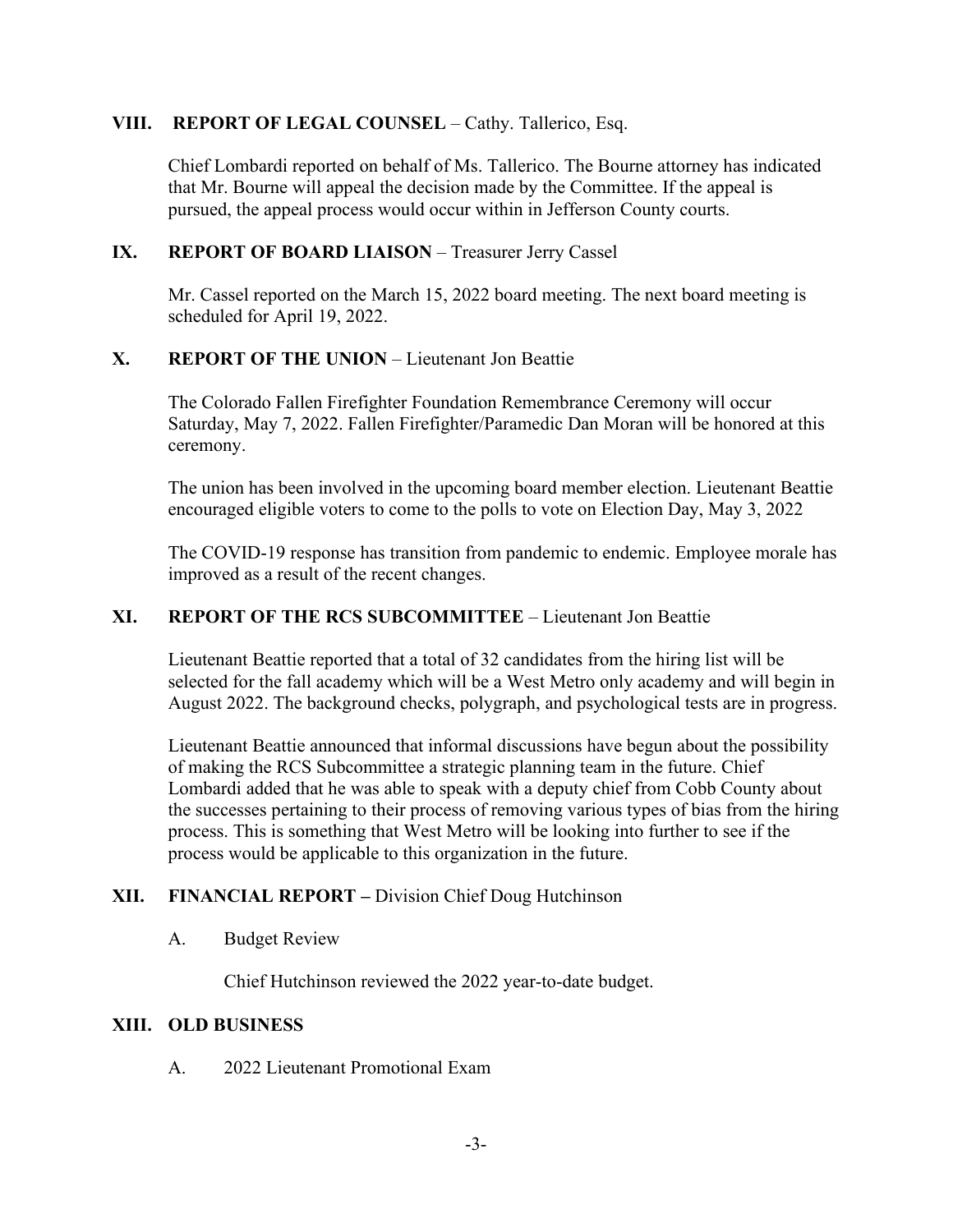## VIII. REPORT OF LEGAL COUNSEL – Cathy. Tallerico, Esq.

Chief Lombardi reported on behalf of Ms. Tallerico. The Bourne attorney has indicated that Mr. Bourne will appeal the decision made by the Committee. If the appeal is pursued, the appeal process would occur within in Jefferson County courts.

## IX. REPORT OF BOARD LIAISON – Treasurer Jerry Cassel

Mr. Cassel reported on the March 15, 2022 board meeting. The next board meeting is scheduled for April 19, 2022.

## X. REPORT OF THE UNION – Lieutenant Jon Beattie

The Colorado Fallen Firefighter Foundation Remembrance Ceremony will occur Saturday, May 7, 2022. Fallen Firefighter/Paramedic Dan Moran will be honored at this ceremony.

The union has been involved in the upcoming board member election. Lieutenant Beattie encouraged eligible voters to come to the polls to vote on Election Day, May 3, 2022

The COVID-19 response has transition from pandemic to endemic. Employee morale has improved as a result of the recent changes.

## XI. REPORT OF THE RCS SUBCOMMITTEE – Lieutenant Jon Beattie

Lieutenant Beattie reported that a total of 32 candidates from the hiring list will be selected for the fall academy which will be a West Metro only academy and will begin in August 2022. The background checks, polygraph, and psychological tests are in progress.

Lieutenant Beattie announced that informal discussions have begun about the possibility of making the RCS Subcommittee a strategic planning team in the future. Chief Lombardi added that he was able to speak with a deputy chief from Cobb County about the successes pertaining to their process of removing various types of bias from the hiring process. This is something that West Metro will be looking into further to see if the process would be applicable to this organization in the future.

## XII. FINANCIAL REPORT – Division Chief Doug Hutchinson

A. Budget Review

Chief Hutchinson reviewed the 2022 year-to-date budget.

## XIII. OLD BUSINESS

A. 2022 Lieutenant Promotional Exam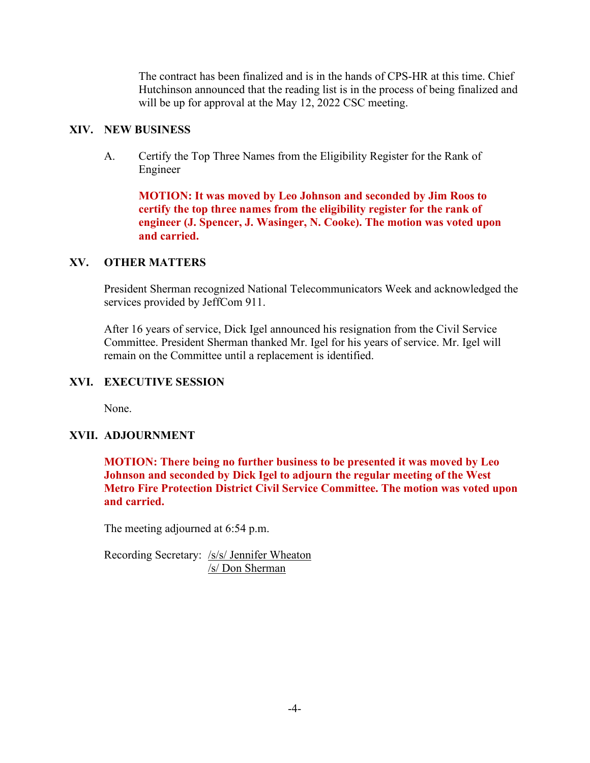The contract has been finalized and is in the hands of CPS-HR at this time. Chief Hutchinson announced that the reading list is in the process of being finalized and will be up for approval at the May 12, 2022 CSC meeting.

## XIV. NEW BUSINESS

A. Certify the Top Three Names from the Eligibility Register for the Rank of Engineer

**MOTION: It was moved by Leo Johnson and seconded by Jim Roos to certify the top three names from the eligibility register for the rank of engineer (J. Spencer, J. Wasinger, N. Cooke). The motion was voted upon and carried.**

## XV. OTHER MATTERS

President Sherman recognized National Telecommunicators Week and acknowledged the services provided by JeffCom 911.

After 16 years of service, Dick Igel announced his resignation from the Civil Service Committee. President Sherman thanked Mr. Igel for his years of service. Mr. Igel will remain on the Committee until a replacement is identified.

## XVI. EXECUTIVE SESSION

None.

## XVII. ADJOURNMENT

**MOTION: There being no further business to be presented it was moved by Leo Johnson and seconded by Dick Igel to adjourn the regular meeting of the West Metro Fire Protection District Civil Service Committee. The motion was voted upon and carried.**

The meeting adjourned at 6:54 p.m.

Recording Secretary: /s/s/ Jennifer Wheaton
/s/ Don Sherman